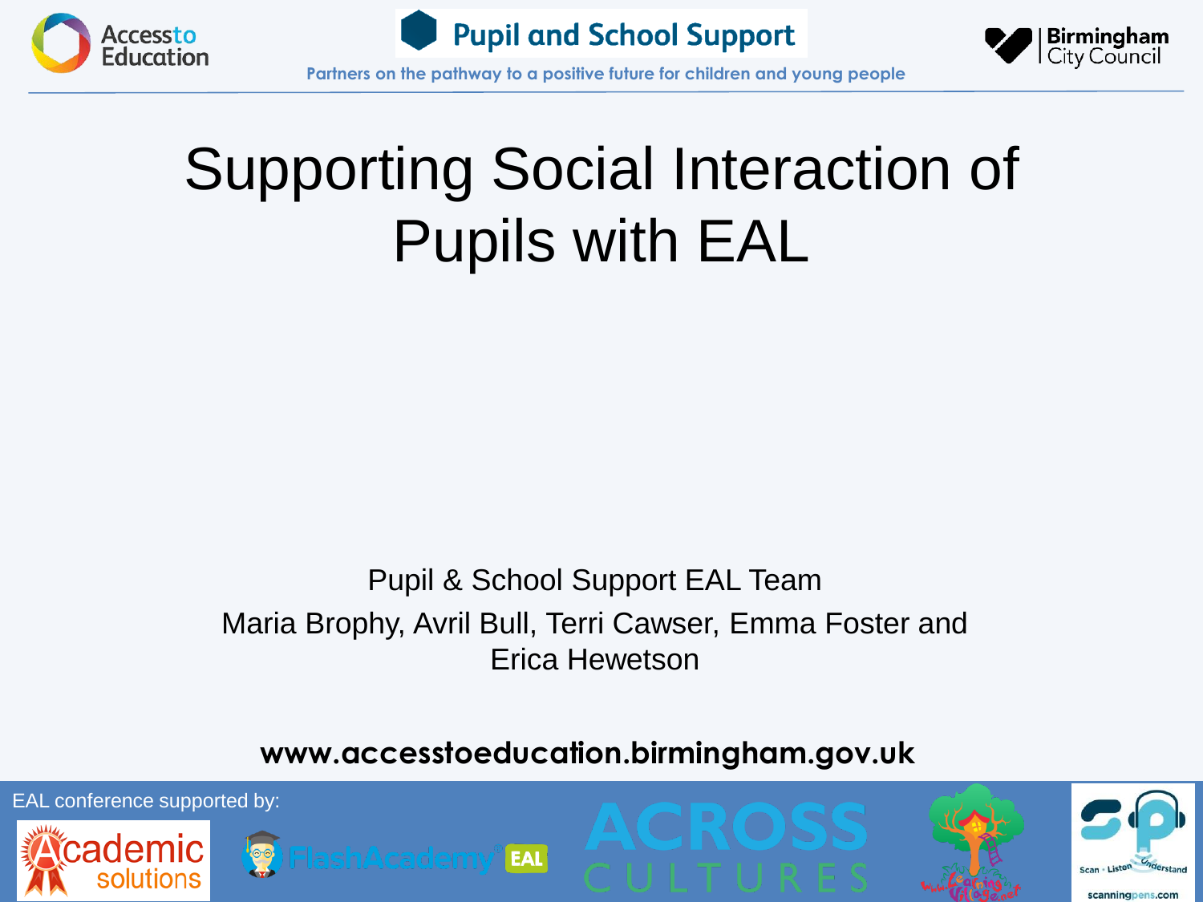Access to Education

Pupil and School Support

Partners on the pathway to a positive future for children and young people

Birmingham City Council

# Supporting Social Interaction of Pupils with EAL

Pupil & School Support EAL Team

Maria Brophy, Avril Bull, Terri Cawser, Emma Foster and Erica Hewetson

**www.accesstoeducation.birmingham.gov.uk**

EAL conference supported by:

Academic solutions

FlashAcademy EAL

ACROSS CULTURES

www.LearningVillage.net

Scan · Listen · Understand

scanningpens.com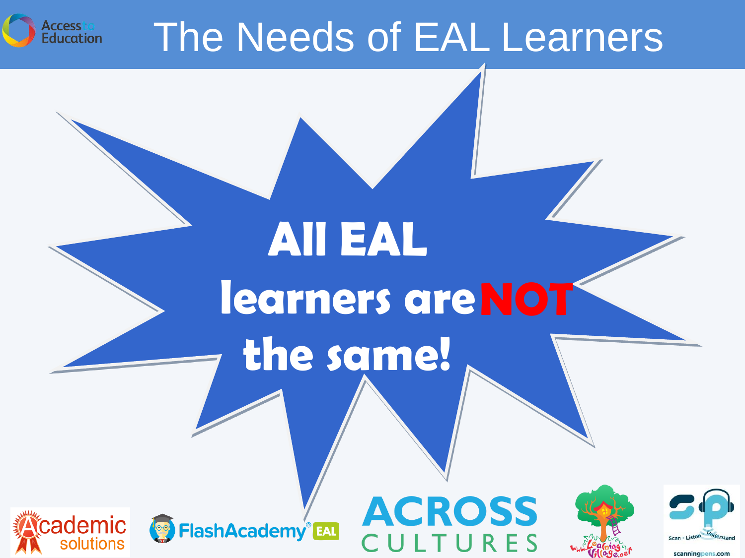# The Needs of EAL Learners

**All EAL learners are NOT the same!**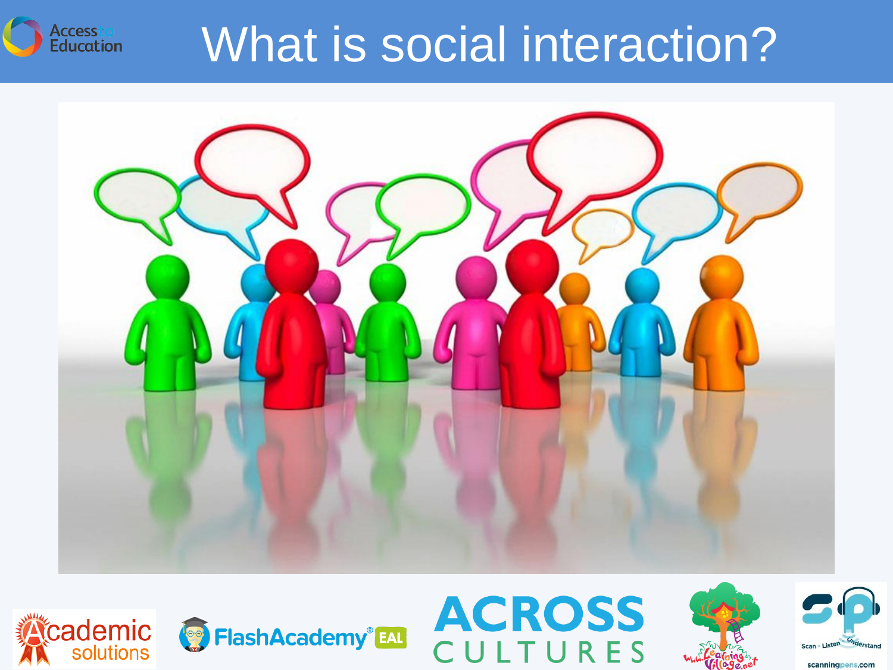# What is social interaction?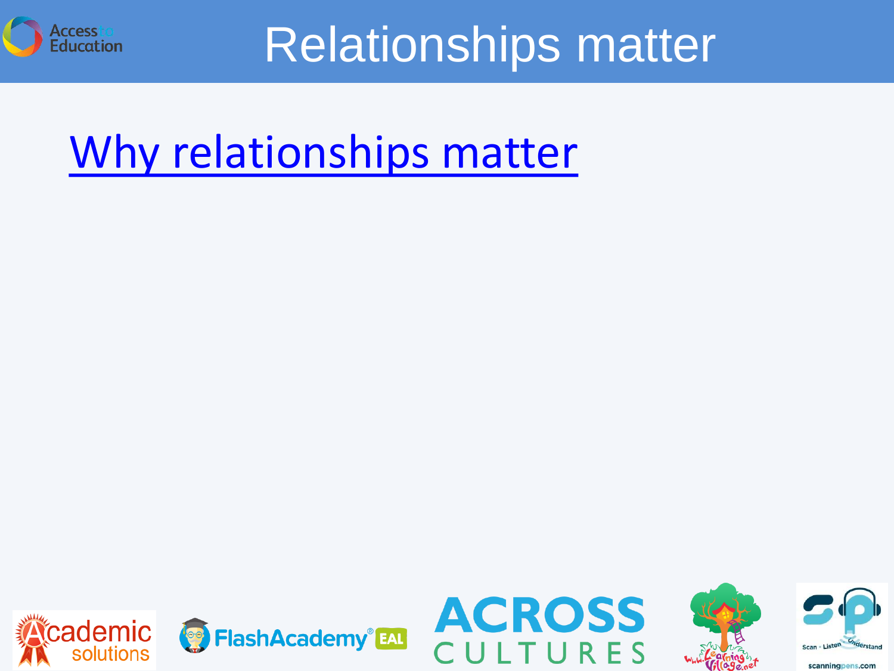# Relationships matter

Why relationships matter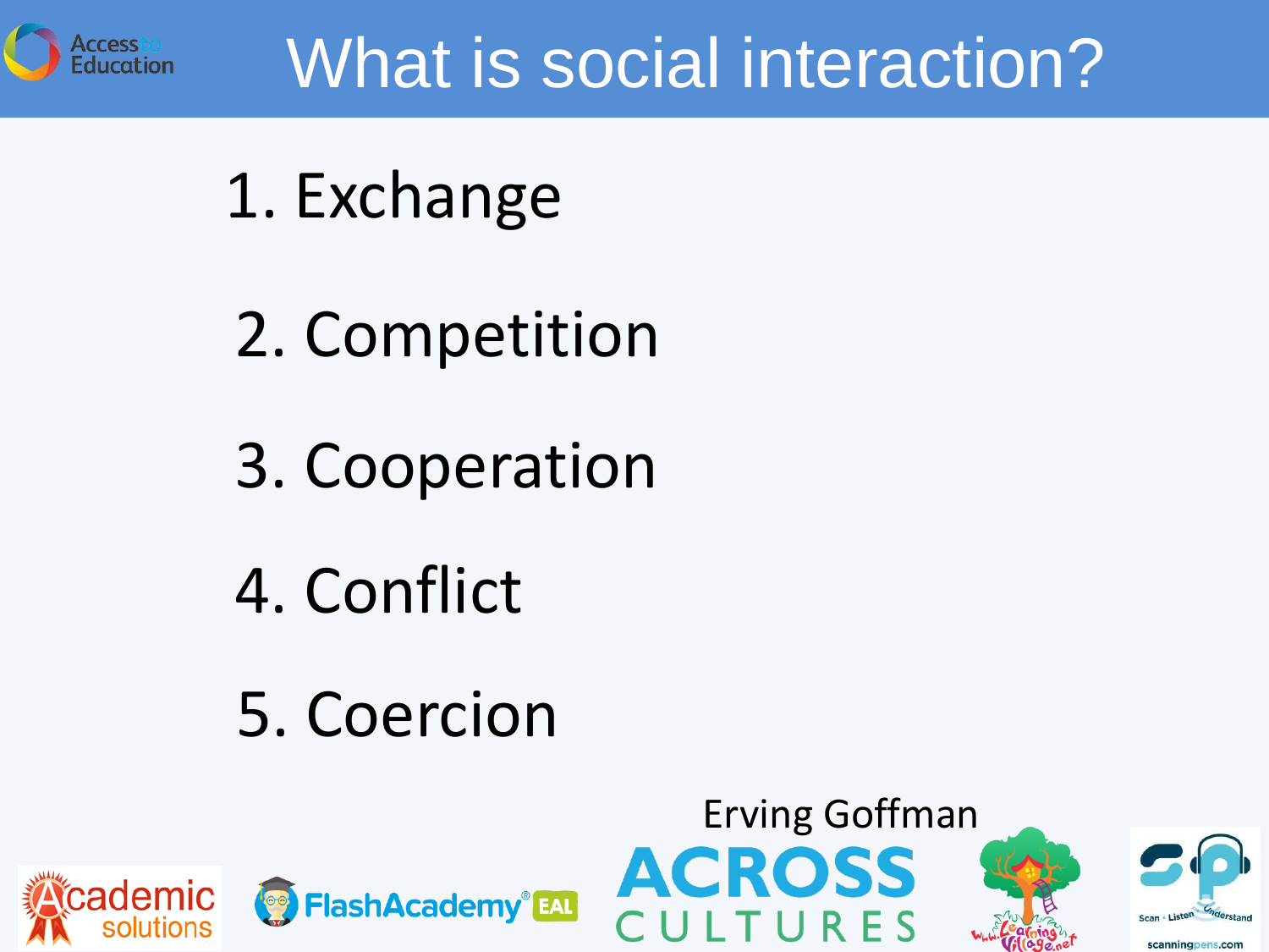# What is social interaction?

1. Exchange
2. Competition
3. Cooperation
4. Conflict
5. Coercion

Erving Goffman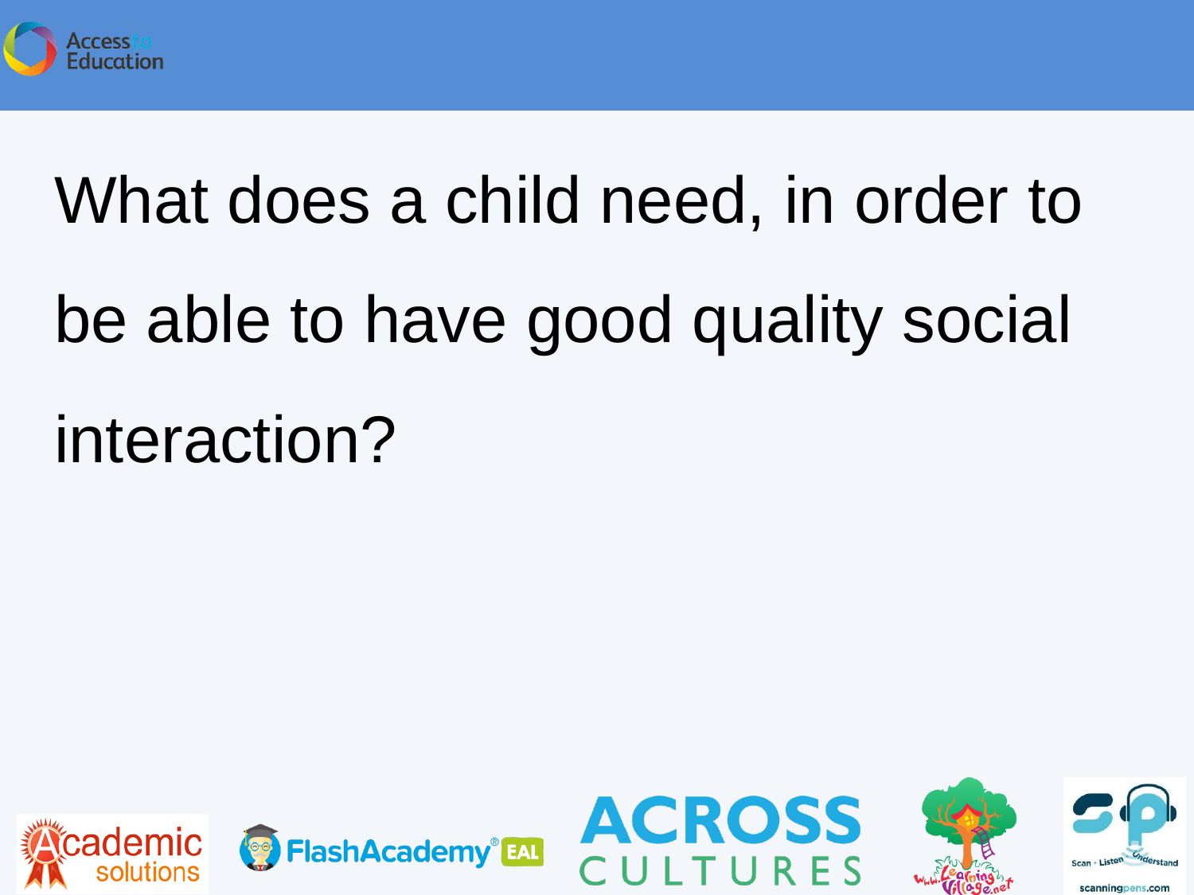What does a child need, in order to be able to have good quality social interaction?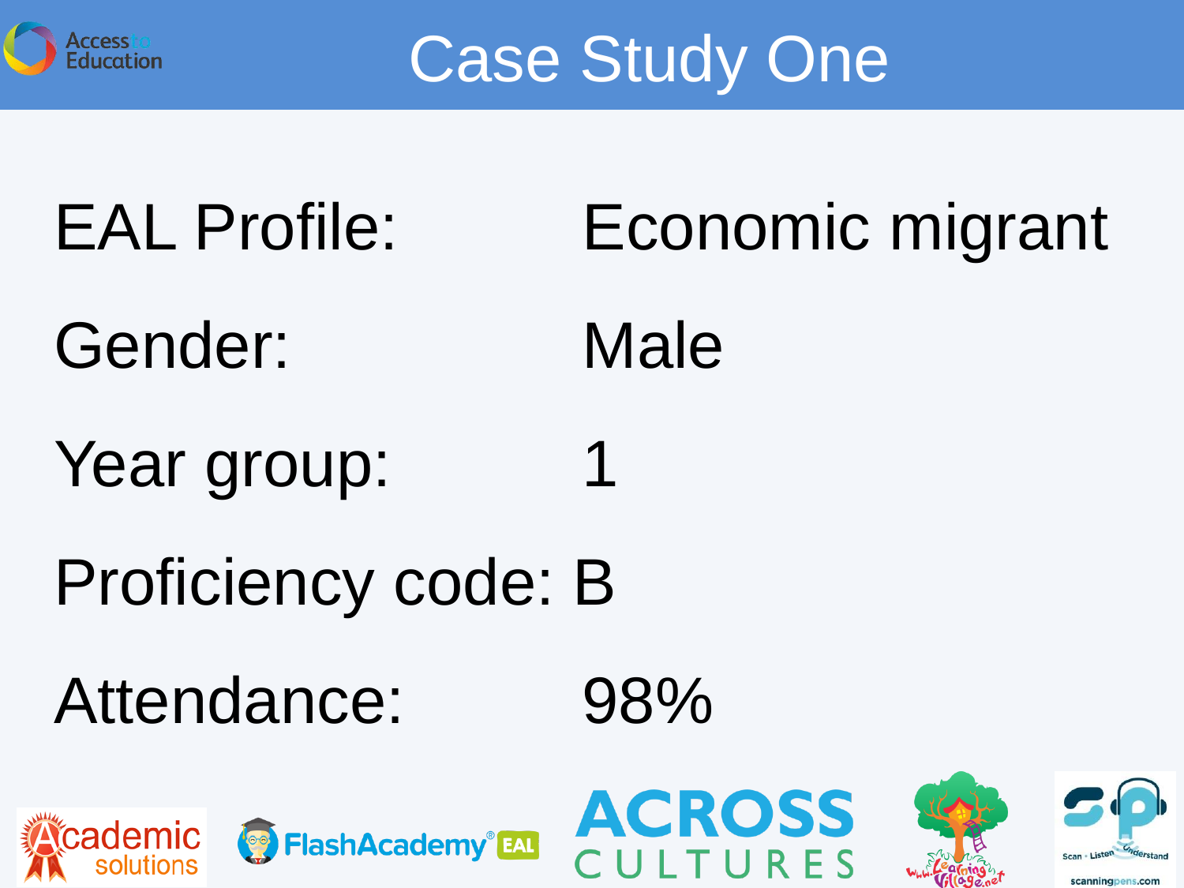# Case Study One

| | |
|---|---|
| EAL Profile: | Economic migrant |
| Gender: | Male |
| Year group: | 1 |
| Proficiency code: | B |
| Attendance: | 98% |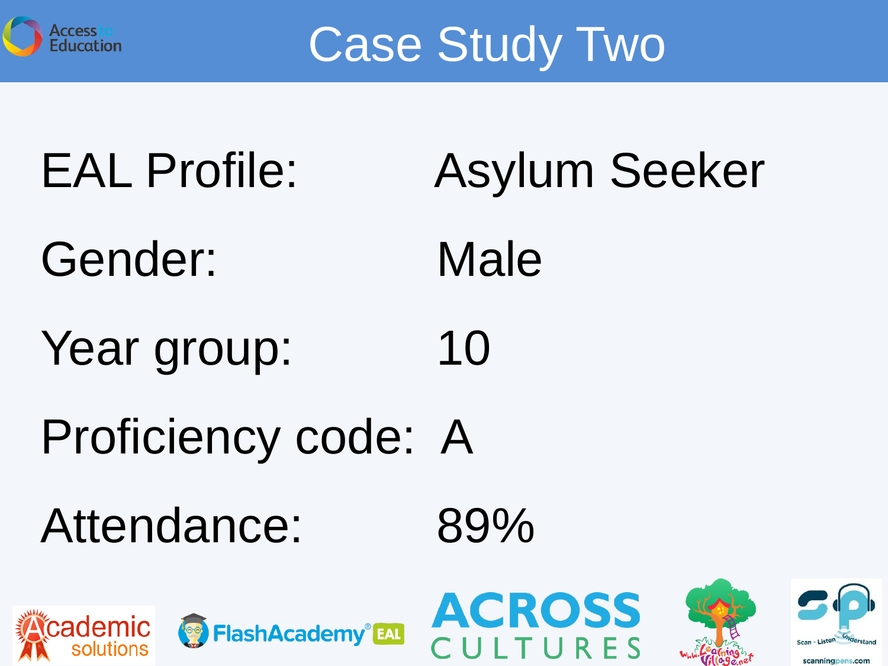# Case Study Two

| | |
|---|---|
| EAL Profile: | Asylum Seeker |
| Gender: | Male |
| Year group: | 10 |
| Proficiency code: | A |
| Attendance: | 89% |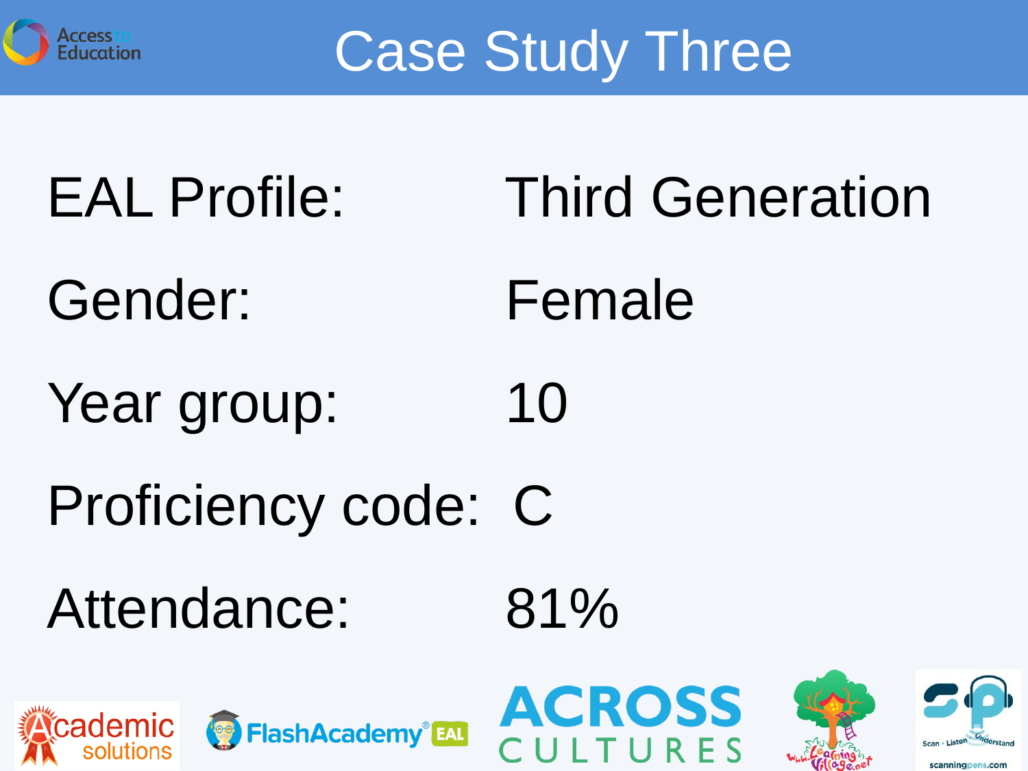# Case Study Three

| | |
|---|---|
| EAL Profile: | Third Generation |
| Gender: | Female |
| Year group: | 10 |
| Proficiency code: | C |
| Attendance: | 81% |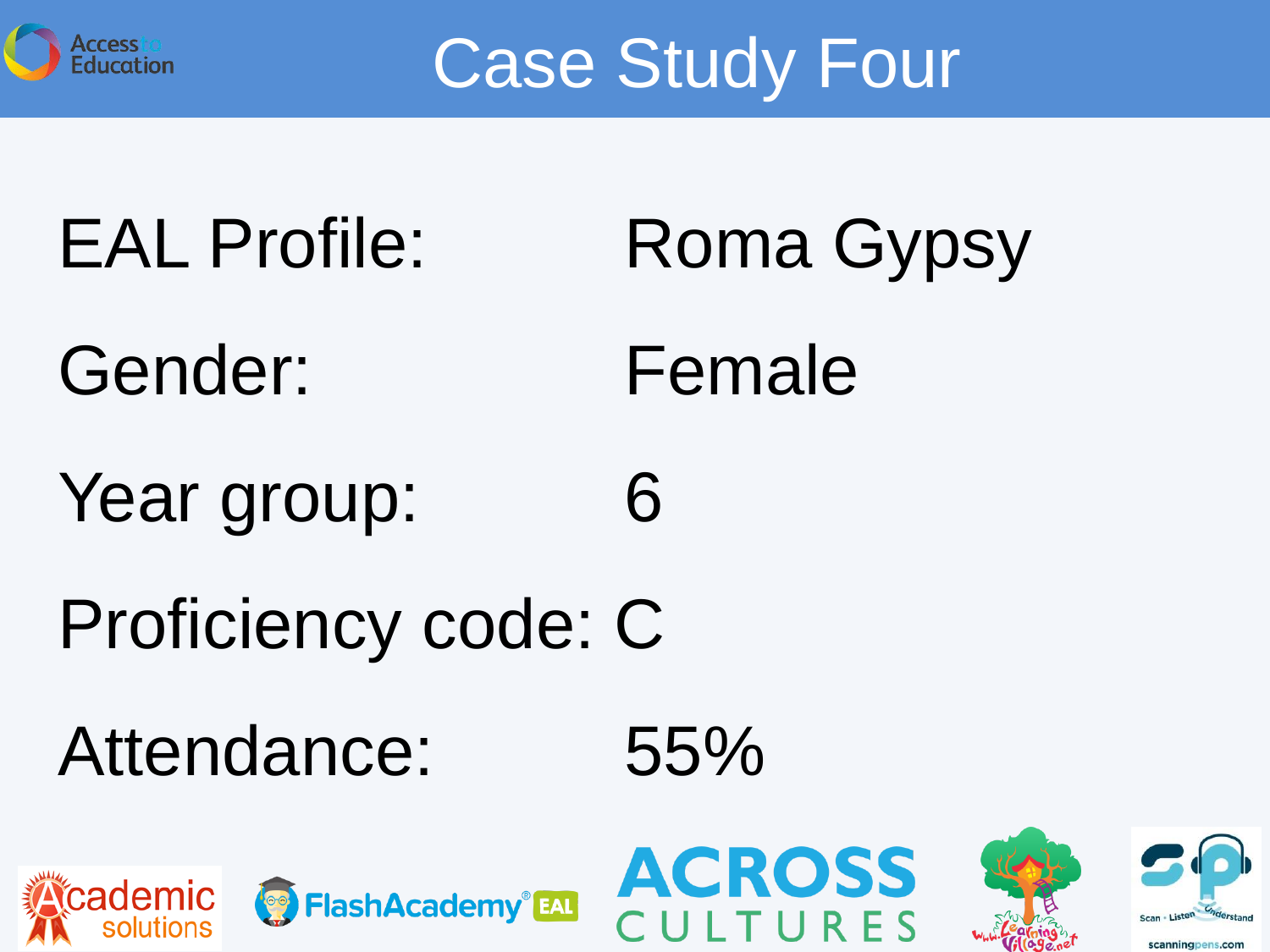# Case Study Four

| | |
|---|---|
| EAL Profile: | Roma Gypsy |
| Gender: | Female |
| Year group: | 6 |
| Proficiency code: | C |
| Attendance: | 55% |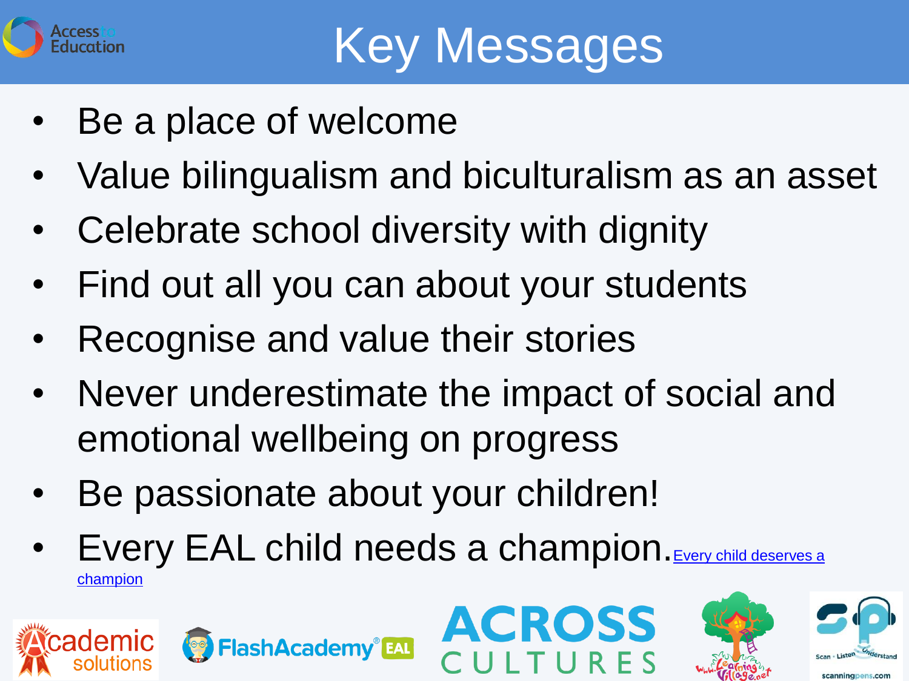# Key Messages

- Be a place of welcome
- Value bilingualism and biculturalism as an asset
- Celebrate school diversity with dignity
- Find out all you can about your students
- Recognise and value their stories
- Never underestimate the impact of social and emotional wellbeing on progress
- Be passionate about your children!
- Every EAL child needs a champion. Every child deserves a champion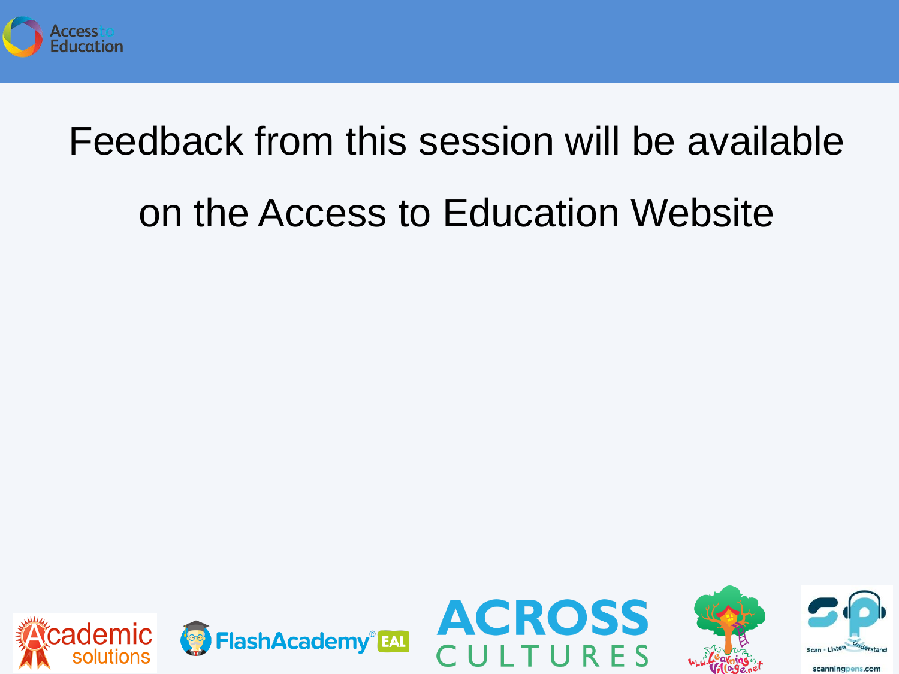Feedback from this session will be available on the Access to Education Website